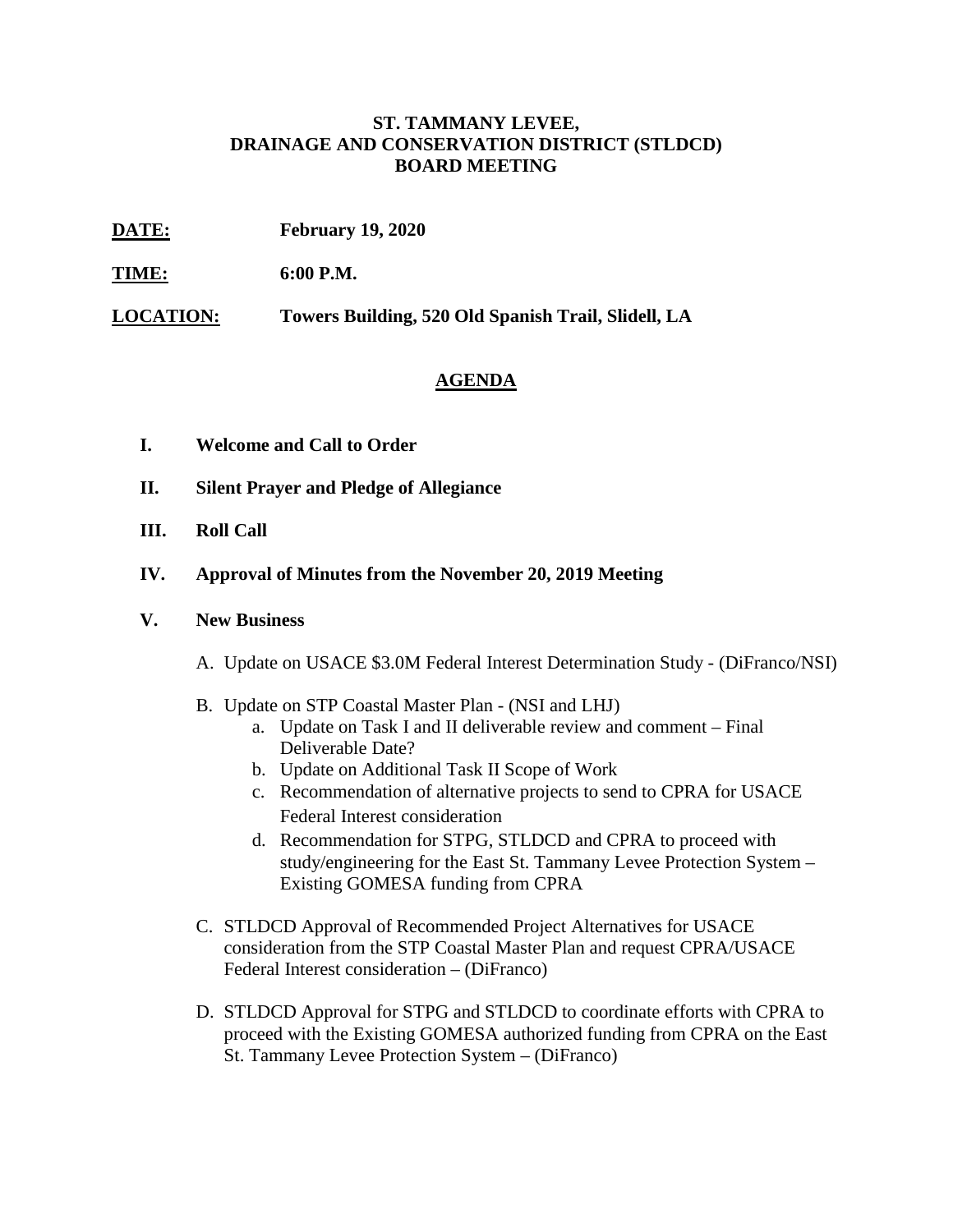# ST. TAMMANY LEVEE, DRAINAGE AND CONSERVATION DISTRICT (STLDCD) BOARD MEETING

**DATE:** **February 19, 2020**

**TIME:** **6:00 P.M.**

**LOCATION:** **Towers Building, 520 Old Spanish Trail, Slidell, LA**

## AGENDA

**I. Welcome and Call to Order**

**II. Silent Prayer and Pledge of Allegiance**

**III. Roll Call**

**IV. Approval of Minutes from the November 20, 2019 Meeting**

**V. New Business**

A. Update on USACE $3.0M Federal Interest Determination Study - (DiFranco/NSI)

B. Update on STP Coastal Master Plan - (NSI and LHJ)

   a. Update on Task I and II deliverable review and comment – Final Deliverable Date?
   b. Update on Additional Task II Scope of Work
   c. Recommendation of alternative projects to send to CPRA for USACE Federal Interest consideration
   d. Recommendation for STPG, STLDCD and CPRA to proceed with study/engineering for the East St. Tammany Levee Protection System – Existing GOMESA funding from CPRA

C. STLDCD Approval of Recommended Project Alternatives for USACE consideration from the STP Coastal Master Plan and request CPRA/USACE Federal Interest consideration – (DiFranco)

D. STLDCD Approval for STPG and STLDCD to coordinate efforts with CPRA to proceed with the Existing GOMESA authorized funding from CPRA on the East St. Tammany Levee Protection System – (DiFranco)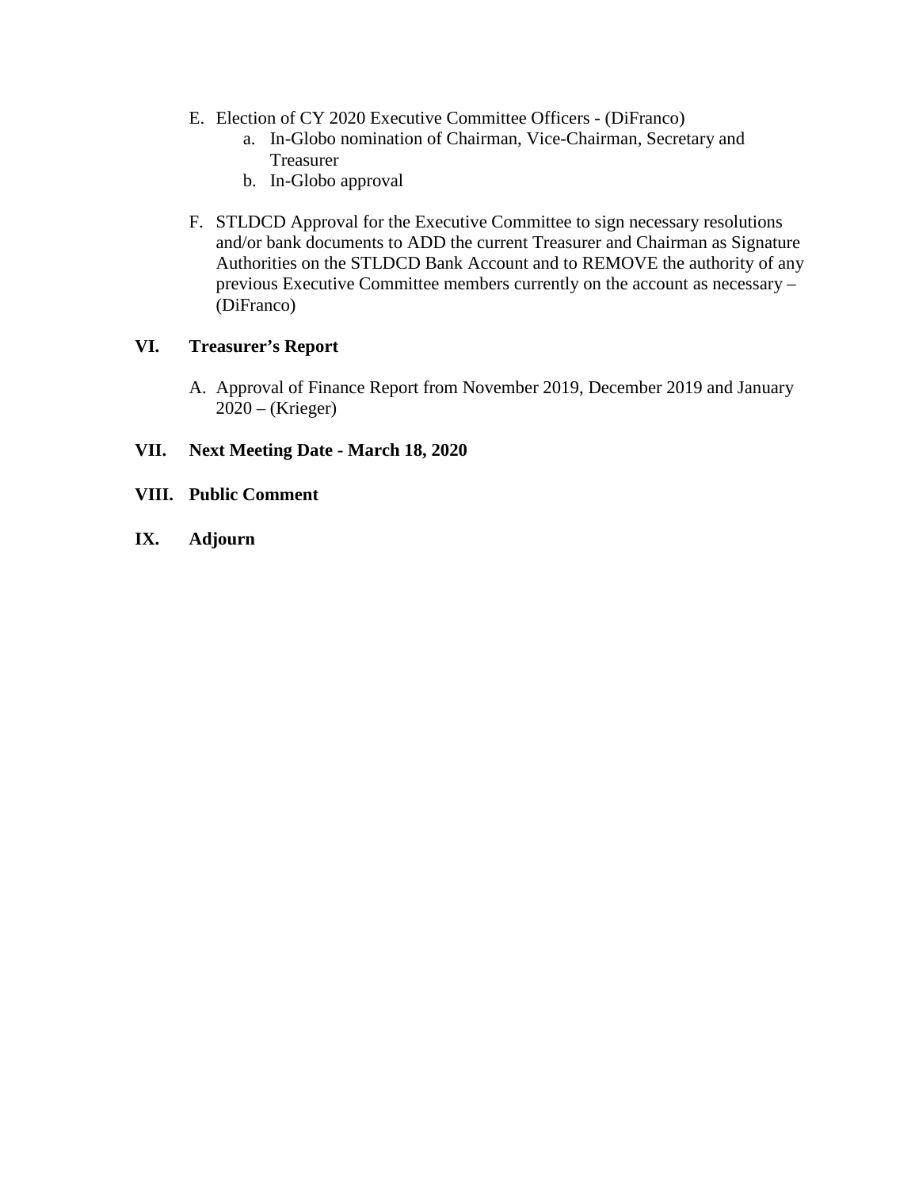E. Election of CY 2020 Executive Committee Officers - (DiFranco)
   a. In-Globo nomination of Chairman, Vice-Chairman, Secretary and Treasurer
   b. In-Globo approval

F. STLDCD Approval for the Executive Committee to sign necessary resolutions and/or bank documents to ADD the current Treasurer and Chairman as Signature Authorities on the STLDCD Bank Account and to REMOVE the authority of any previous Executive Committee members currently on the account as necessary – (DiFranco)

**VI. Treasurer's Report**

A. Approval of Finance Report from November 2019, December 2019 and January 2020 – (Krieger)

**VII. Next Meeting Date - March 18, 2020**

**VIII. Public Comment**

**IX. Adjourn**